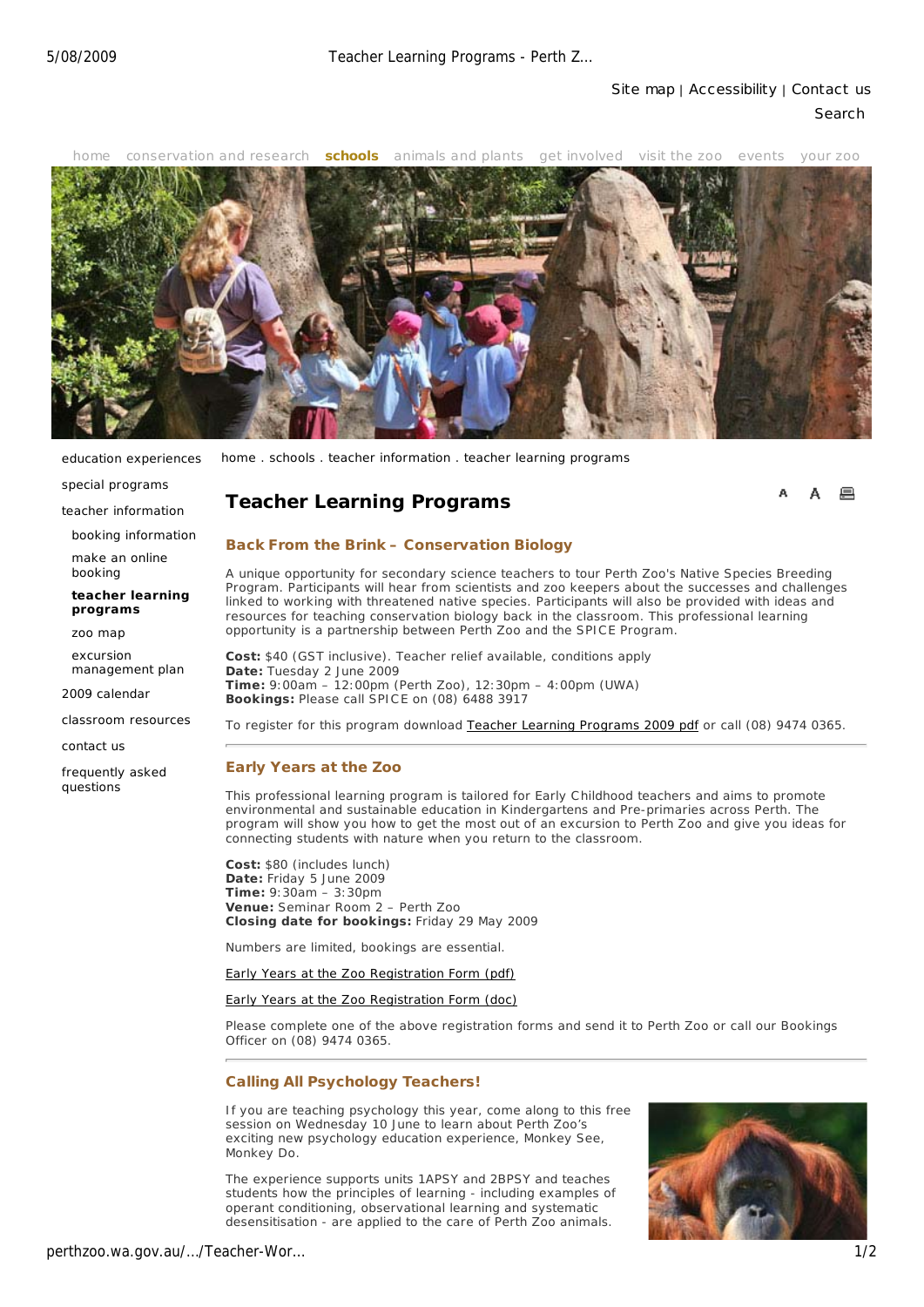Site map | Accessibility | Contact us

Search

home conservation and research **schools** animals and plants get involved visit the zoo events your zoo

education experiences

special programs

teacher information

- booking information
- make an online booking
- **teacher learning programs**
- zoo map
- excursion management plan

2009 calendar

classroom resources

contact us

frequently asked questions

home . schools . teacher information . teacher learning programs

# Teacher Learning Programs

## Back From the Brink – Conservation Biology

A unique opportunity for secondary science teachers to tour Perth Zoo's Native Species Breeding Program. Participants will hear from scientists and zoo keepers about the successes and challenges linked to working with threatened native species. Participants will also be provided with ideas and resources for teaching conservation biology back in the classroom. This professional learning opportunity is a partnership between Perth Zoo and the SPICE Program.

**Cost:** $40 (GST inclusive). Teacher relief available, conditions apply
**Date:** Tuesday 2 June 2009
**Time:** 9:00am – 12:00pm (Perth Zoo), 12:30pm – 4:00pm (UWA)
**Bookings:** Please call SPICE on (08) 6488 3917

To register for this program download Teacher Learning Programs 2009 pdf or call (08) 9474 0365.

## Early Years at the Zoo

This professional learning program is tailored for Early Childhood teachers and aims to promote environmental and sustainable education in Kindergartens and Pre-primaries across Perth. The program will show you how to get the most out of an excursion to Perth Zoo and give you ideas for connecting students with nature when you return to the classroom.

**Cost:** $80 (includes lunch)
**Date:** Friday 5 June 2009
**Time:** 9:30am – 3:30pm
**Venue:** Seminar Room 2 – Perth Zoo
**Closing date for bookings:** Friday 29 May 2009

Numbers are limited, bookings are essential.

Early Years at the Zoo Registration Form (pdf)

Early Years at the Zoo Registration Form (doc)

Please complete one of the above registration forms and send it to Perth Zoo or call our Bookings Officer on (08) 9474 0365.

## Calling All Psychology Teachers!

If you are teaching psychology this year, come along to this free session on Wednesday 10 June to learn about Perth Zoo's exciting new psychology education experience, Monkey See, Monkey Do.

The experience supports units 1APSY and 2BPSY and teaches students how the principles of learning - including examples of operant conditioning, observational learning and systematic desensitisation - are applied to the care of Perth Zoo animals.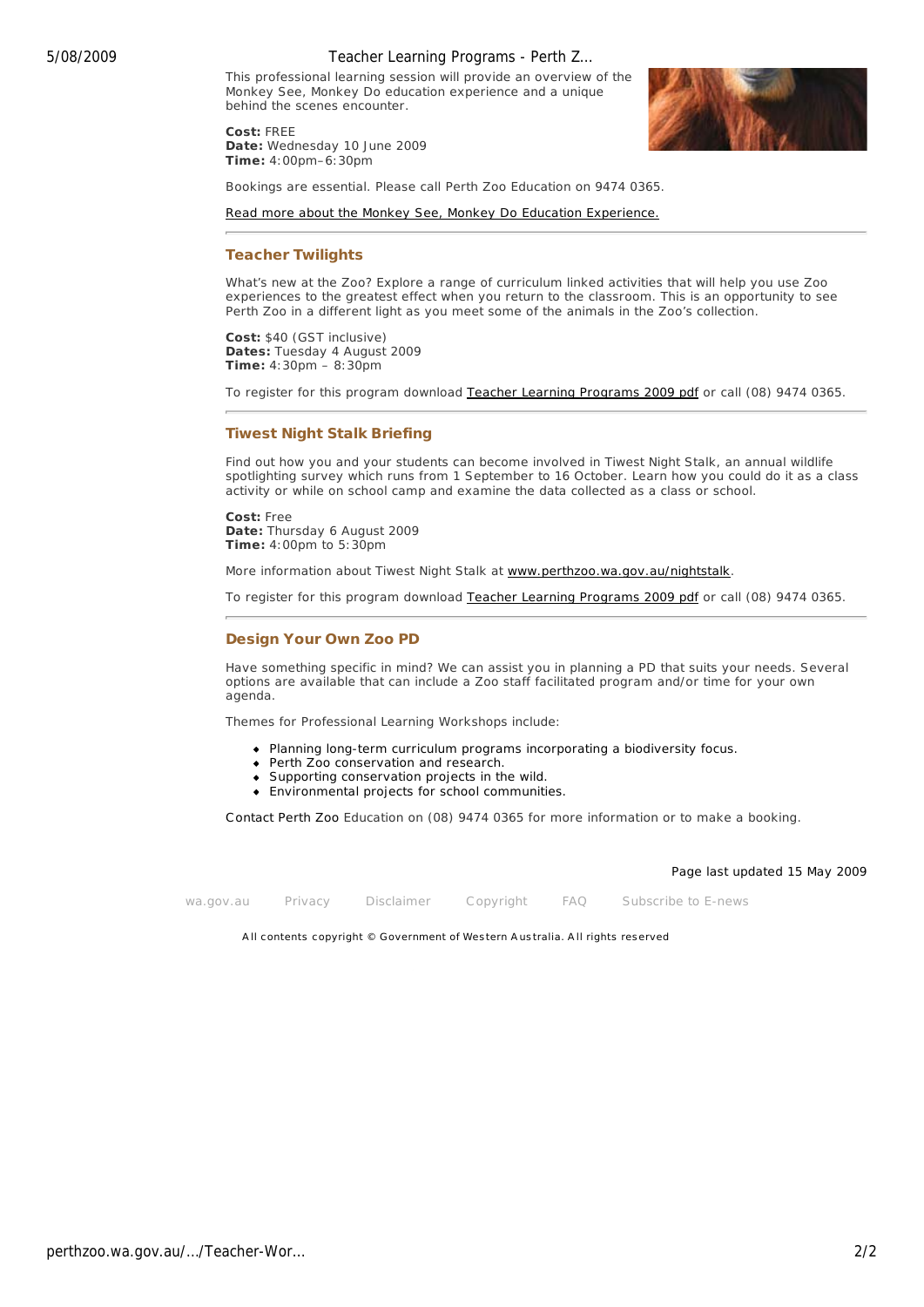This professional learning session will provide an overview of the Monkey See, Monkey Do education experience and a unique behind the scenes encounter.

**Cost:** FREE
**Date:** Wednesday 10 June 2009
**Time:** 4:00pm–6:30pm

Bookings are essential. Please call Perth Zoo Education on 9474 0365.

Read more about the Monkey See, Monkey Do Education Experience.

---

## Teacher Twilights

What's new at the Zoo? Explore a range of curriculum linked activities that will help you use Zoo experiences to the greatest effect when you return to the classroom. This is an opportunity to see Perth Zoo in a different light as you meet some of the animals in the Zoo's collection.

**Cost:** $40 (GST inclusive)
**Dates:** Tuesday 4 August 2009
**Time:** 4:30pm – 8:30pm

To register for this program download Teacher Learning Programs 2009 pdf or call (08) 9474 0365.

---

## Tiwest Night Stalk Briefing

Find out how you and your students can become involved in Tiwest Night Stalk, an annual wildlife spotlighting survey which runs from 1 September to 16 October. Learn how you could do it as a class activity or while on school camp and examine the data collected as a class or school.

**Cost:** Free
**Date:** Thursday 6 August 2009
**Time:** 4:00pm to 5:30pm

More information about Tiwest Night Stalk at www.perthzoo.wa.gov.au/nightstalk.

To register for this program download Teacher Learning Programs 2009 pdf or call (08) 9474 0365.

---

## Design Your Own Zoo PD

Have something specific in mind? We can assist you in planning a PD that suits your needs. Several options are available that can include a Zoo staff facilitated program and/or time for your own agenda.

Themes for Professional Learning Workshops include:

- Planning long-term curriculum programs incorporating a biodiversity focus.
- Perth Zoo conservation and research.
- Supporting conservation projects in the wild.
- Environmental projects for school communities.

Contact Perth Zoo Education on (08) 9474 0365 for more information or to make a booking.

Page last updated 15 May 2009

wa.gov.au | Privacy | Disclaimer | Copyright | FAQ | Subscribe to E-news

All contents copyright © Government of Western Australia. All rights reserved